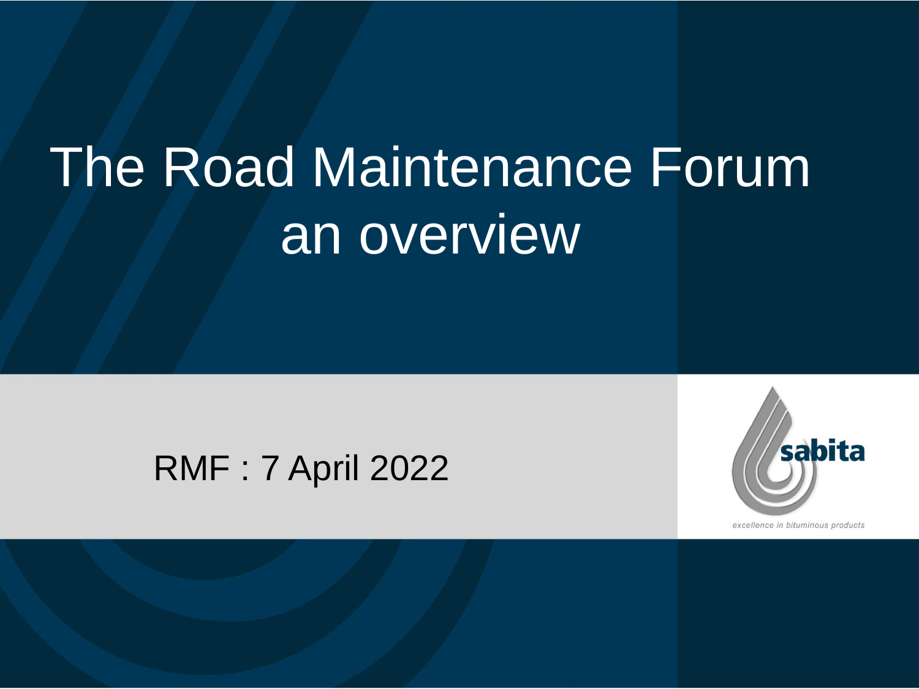# The Road Maintenance Forum an overview

RMF : 7 April 2022

sabita

*excellence in bituminous products*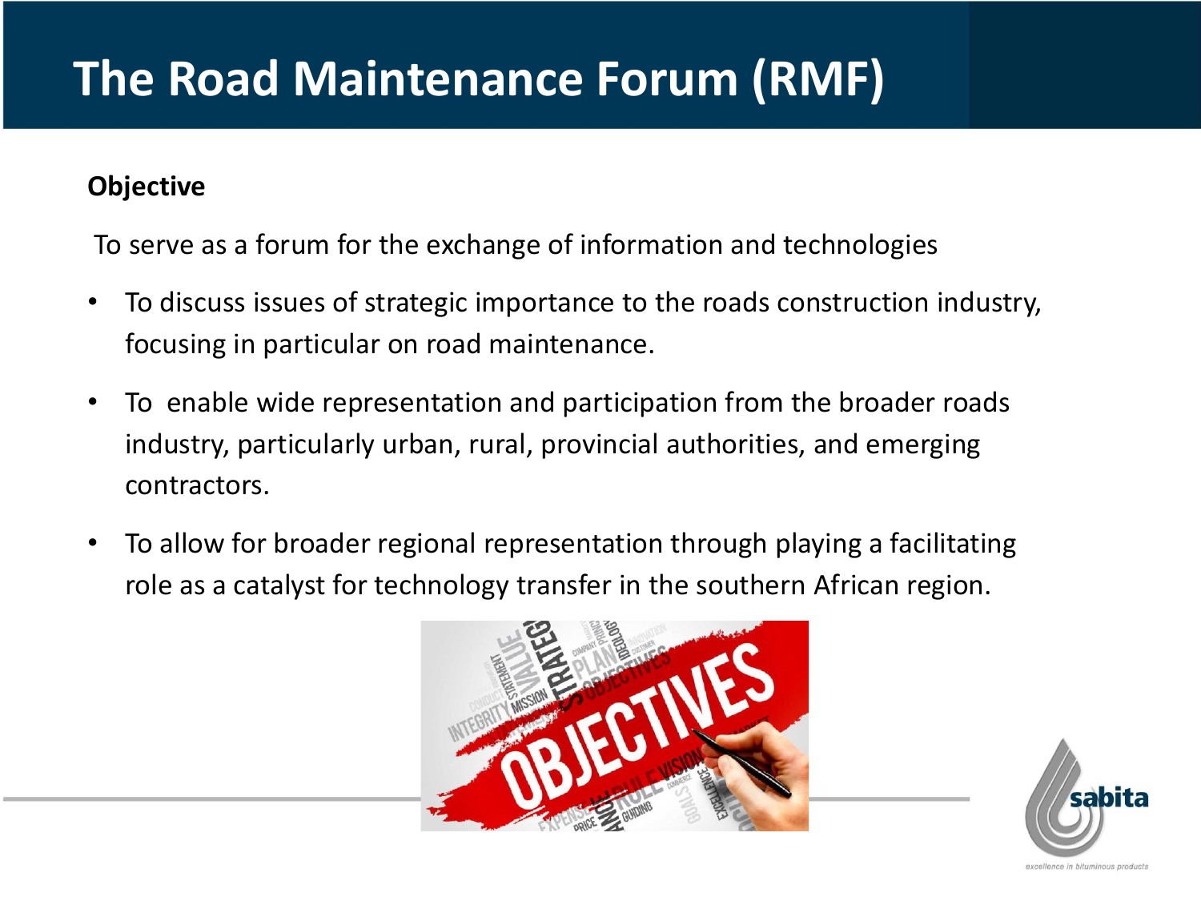# The Road Maintenance Forum (RMF)

**Objective**

To serve as a forum for the exchange of information and technologies

- To discuss issues of strategic importance to the roads construction industry, focusing in particular on road maintenance.
- To enable wide representation and participation from the broader roads industry, particularly urban, rural, provincial authorities, and emerging contractors.
- To allow for broader regional representation through playing a facilitating role as a catalyst for technology transfer in the southern African region.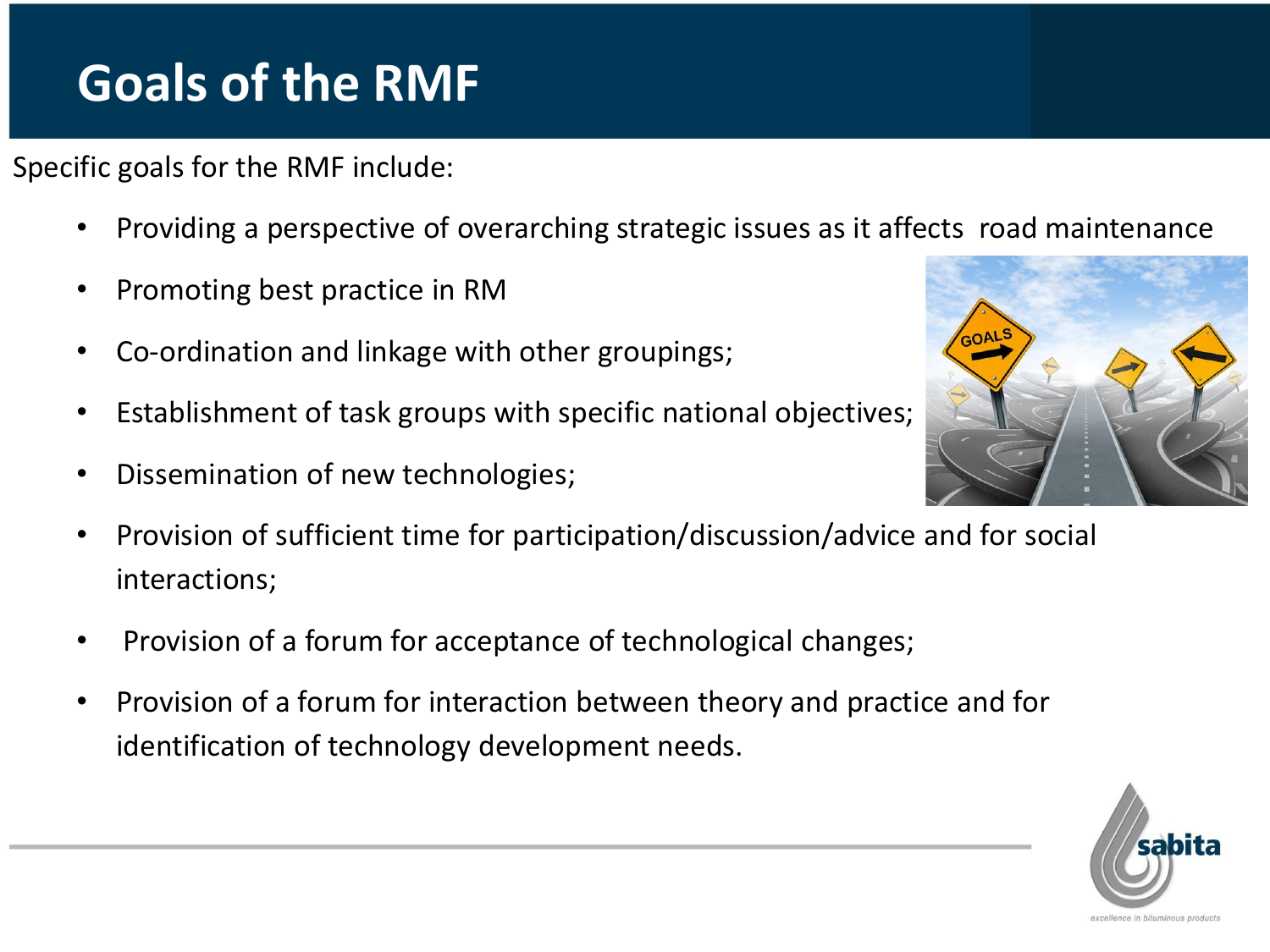# Goals of the RMF

Specific goals for the RMF include:

- Providing a perspective of overarching strategic issues as it affects road maintenance
- Promoting best practice in RM
- Co-ordination and linkage with other groupings;
- Establishment of task groups with specific national objectives;
- Dissemination of new technologies;
- Provision of sufficient time for participation/discussion/advice and for social interactions;
- Provision of a forum for acceptance of technological changes;
- Provision of a forum for interaction between theory and practice and for identification of technology development needs.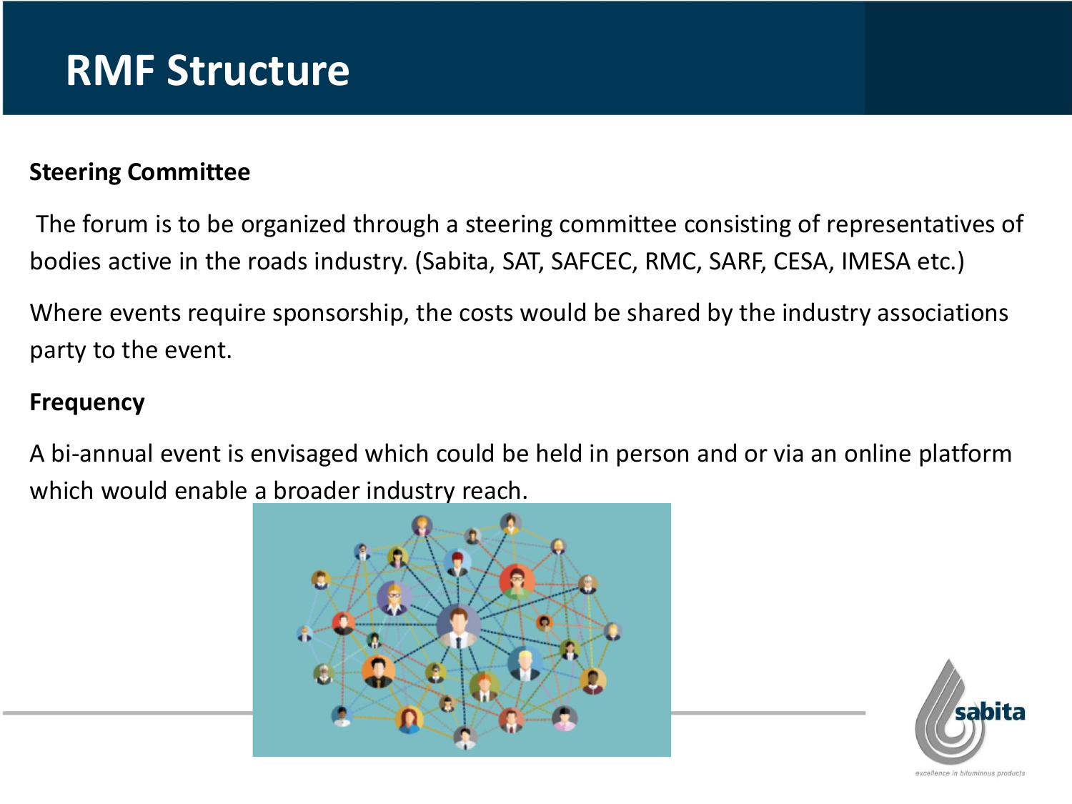# RMF Structure

**Steering Committee**

The forum is to be organized through a steering committee consisting of representatives of bodies active in the roads industry. (Sabita, SAT, SAFCEC, RMC, SARF, CESA, IMESA etc.)

Where events require sponsorship, the costs would be shared by the industry associations party to the event.

**Frequency**

A bi-annual event is envisaged which could be held in person and or via an online platform which would enable a broader industry reach.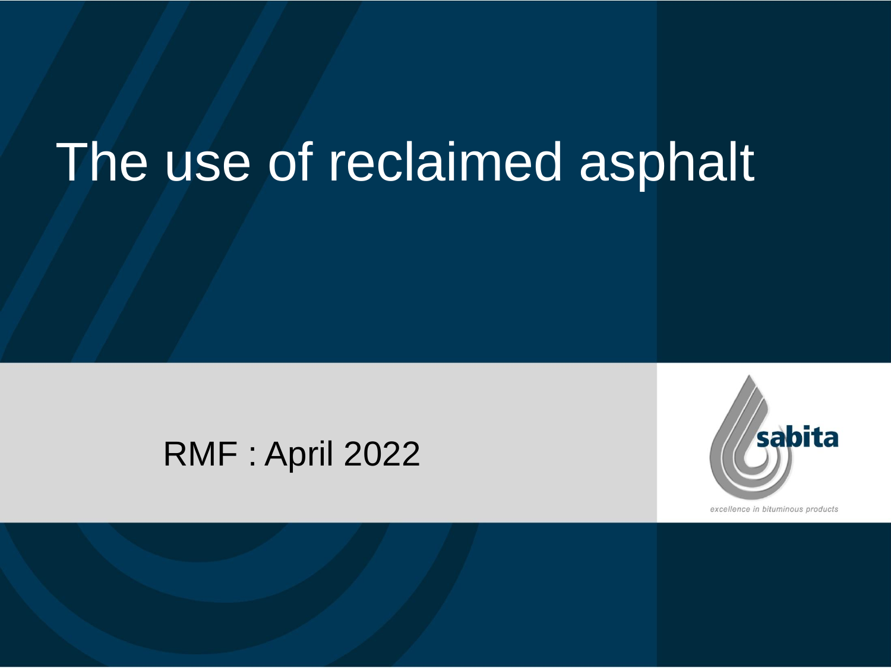# The use of reclaimed asphalt

RMF : April 2022

sabita

*excellence in bituminous products*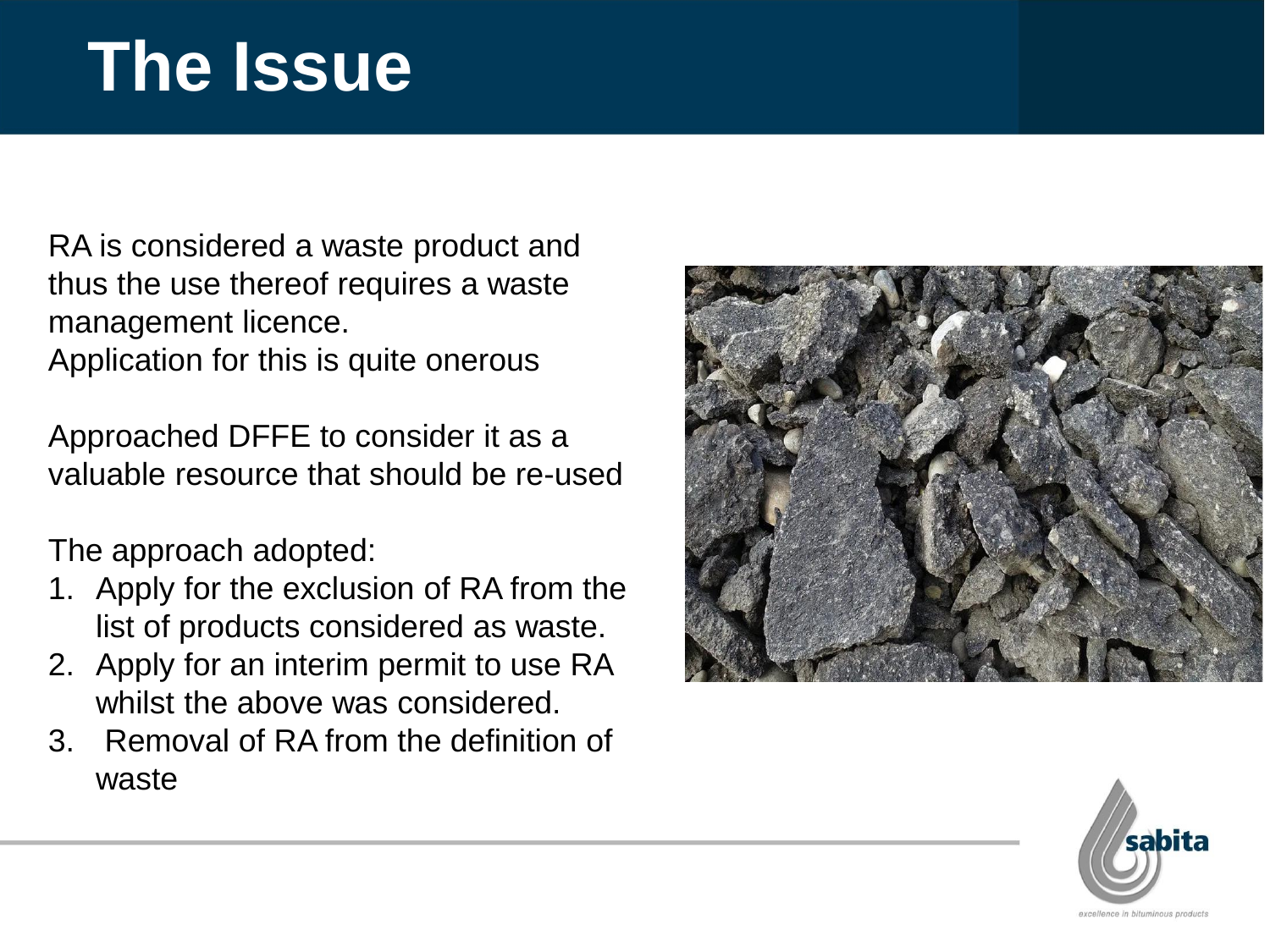# The Issue

RA is considered a waste product and thus the use thereof requires a waste management licence.
Application for this is quite onerous

Approached DFFE to consider it as a valuable resource that should be re-used

The approach adopted:

1. Apply for the exclusion of RA from the list of products considered as waste.
2. Apply for an interim permit to use RA whilst the above was considered.
3. Removal of RA from the definition of waste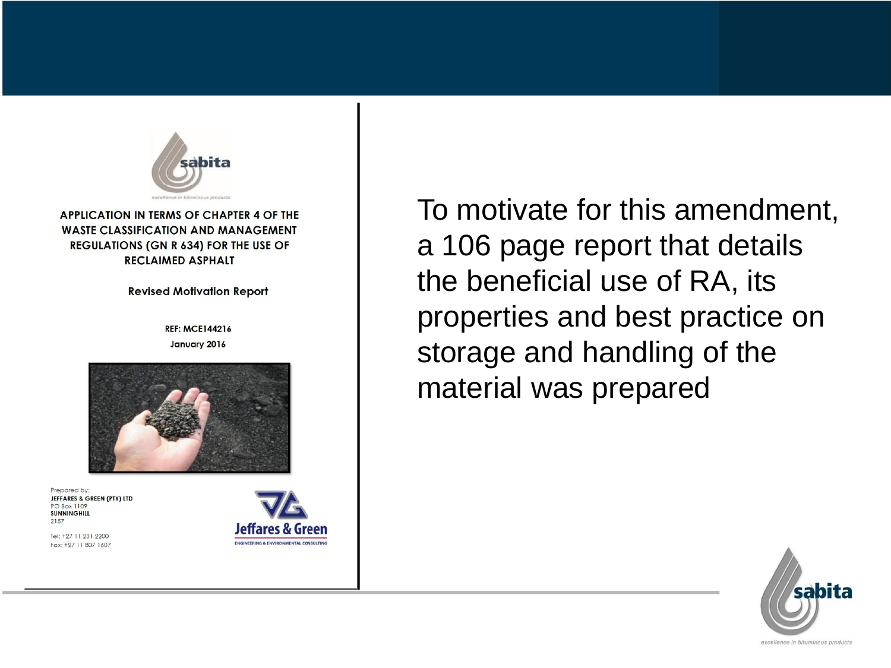sabita

*excellence in bituminous products*

**APPLICATION IN TERMS OF CHAPTER 4 OF THE WASTE CLASSIFICATION AND MANAGEMENT REGULATIONS (GN R 634) FOR THE USE OF RECLAIMED ASPHALT**

**Revised Motivation Report**

**REF: MCE144216**

**January 2016**

Prepared by:
**JEFFARES & GREEN (PTY) LTD**
PO Box 1109
**SUNNINGHILL**
2157

Tel: +27 11 231 2200
Fax: +27 11 807 1607

Jeffares & Green
ENGINEERING & ENVIRONMENTAL CONSULTING

To motivate for this amendment, a 106 page report that details the beneficial use of RA, its properties and best practice on storage and handling of the material was prepared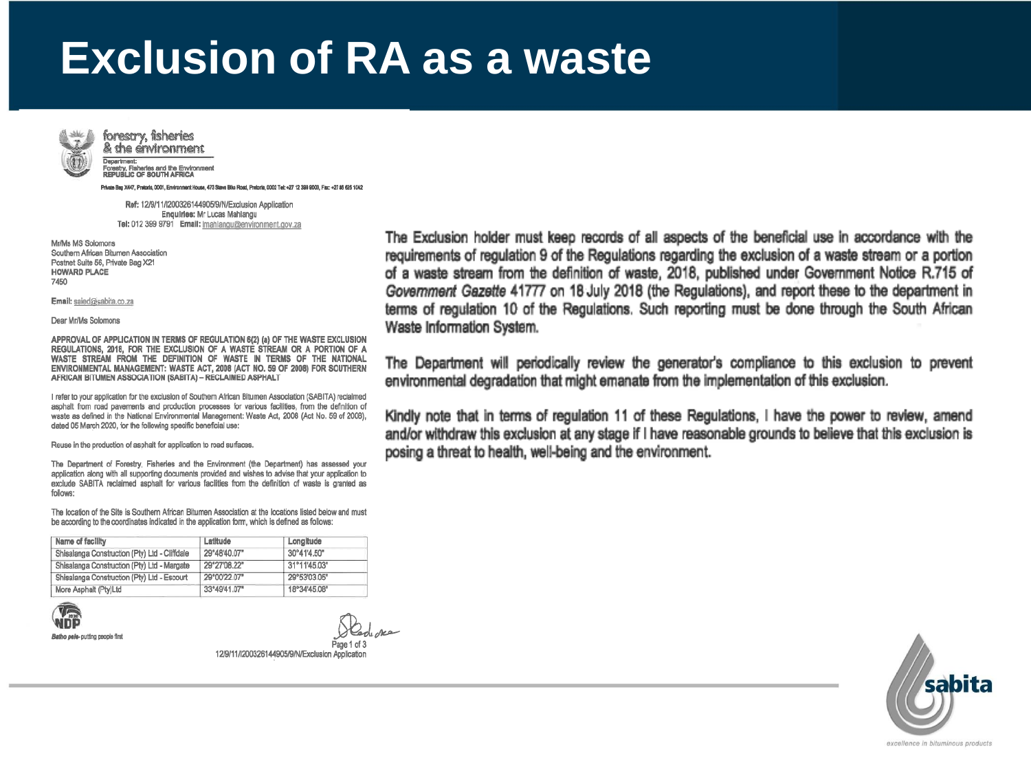# Exclusion of RA as a waste

forestry, fisheries & the environment

Department:
Forestry, Fisheries and the Environment
REPUBLIC OF SOUTH AFRICA

Private Bag X447, Pretoria, 0001, Environment House, 473 Steve Biko Road, Pretoria, 0002 Tel: +27 12 399 9000, Fax: +27 86 625 1042

Ref: 12/9/11/I200326144905/9/N/Exclusion Application
Enquiries: Mr Lucas Mahlangu
Tel: 012 399 9791 Email: lmahlangu@environment.gov.za

Mr/Ms MS Solomons
Southern African Bitumen Association
Postnet Suite 56, Private Bag X21
HOWARD PLACE
7450

Email: saied@sabita.co.za

Dear Mr/Ms Solomons

**APPROVAL OF APPLICATION IN TERMS OF REGULATION 6(2) (a) OF THE WASTE EXCLUSION REGULATIONS, 2018, FOR THE EXCLUSION OF A WASTE STREAM OR A PORTION OF A WASTE STREAM FROM THE DEFINITION OF WASTE IN TERMS OF THE NATIONAL ENVIRONMENTAL MANAGEMENT: WASTE ACT, 2008 (ACT NO. 59 OF 2008) FOR SOUTHERN AFRICAN BITUMEN ASSOCIATION (SABITA) – RECLAIMED ASPHALT**

I refer to your application for the exclusion of Southern African Bitumen Association (SABITA) reclaimed asphalt from road pavements and production processes for various facilities, from the definition of waste as defined in the National Environmental Management: Waste Act, 2008 (Act No. 59 of 2008), dated 05 March 2020, for the following specific beneficial use:

Reuse in the production of asphalt for application to road surfaces.

The Department of Forestry, Fisheries and the Environment (the Department) has assessed your application along with all supporting documents provided and wishes to advise that your application to exclude SABITA reclaimed asphalt for various facilities from the definition of waste is granted as follows:

The location of the Site is Southern African Bitumen Association at the locations listed below and must be according to the coordinates indicated in the application form, which is defined as follows:

| Name of facility | Latitude | Longitude |
|---|---|---|
| Shisalanga Construction (Pty) Ltd - Cliffdale | 29°48'40.07" | 30°41'4.50" |
| Shisalanga Construction (Pty) Ltd - Margate | 29°27'08.22" | 31°11'45.03" |
| Shisalanga Construction (Pty) Ltd - Escourt | 29°00'22.07" | 29°53'03.05" |
| More Asphalt (Pty)Ltd | 33°49'41.07" | 18°34'45.08" |

Batho pele- putting people first

12/9/11/I200326144905/9/N/Exclusion Application

The Exclusion holder must keep records of all aspects of the beneficial use in accordance with the requirements of regulation 9 of the Regulations regarding the exclusion of a waste stream or a portion of a waste stream from the definition of waste, 2018, published under Government Notice R.715 of *Government Gazette* 41777 on 18 July 2018 (the Regulations), and report these to the department in terms of regulation 10 of the Regulations. Such reporting must be done through the South African Waste Information System.

The Department will periodically review the generator's compliance to this exclusion to prevent environmental degradation that might emanate from the implementation of this exclusion.

Kindly note that in terms of regulation 11 of these Regulations, I have the power to review, amend and/or withdraw this exclusion at any stage if I have reasonable grounds to believe that this exclusion is posing a threat to health, well-being and the environment.

sabita
excellence in bituminous products